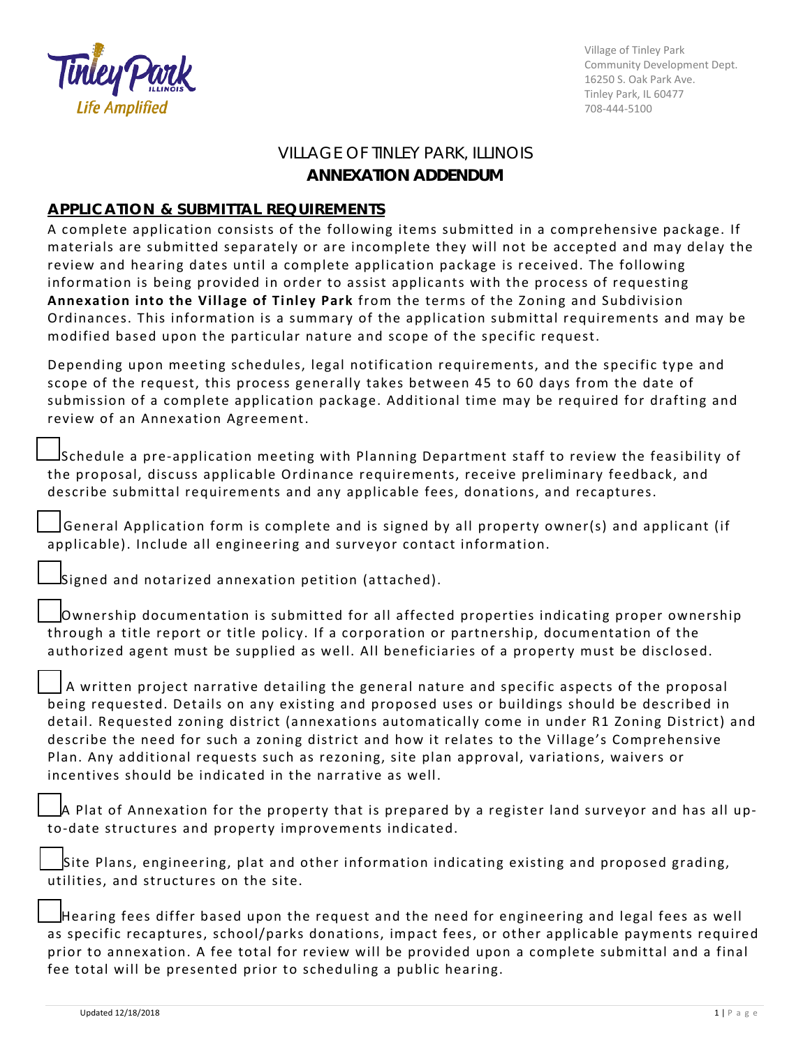Village of Tinley Park
Community Development Dept.
16250 S. Oak Park Ave.
Tinley Park, IL 60477
708-444-5100

# VILLAGE OF TINLEY PARK, ILLINOIS
# **ANNEXATION ADDENDUM**

## **APPLICATION & SUBMITTAL REQUIREMENTS**

A complete application consists of the following items submitted in a comprehensive package. If materials are submitted separately or are incomplete they will not be accepted and may delay the review and hearing dates until a complete application package is received. The following information is being provided in order to assist applicants with the process of requesting **Annexation into the Village of Tinley Park** from the terms of the Zoning and Subdivision Ordinances. This information is a summary of the application submittal requirements and may be modified based upon the particular nature and scope of the specific request.

Depending upon meeting schedules, legal notification requirements, and the specific type and scope of the request, this process generally takes between 45 to 60 days from the date of submission of a complete application package. Additional time may be required for drafting and review of an Annexation Agreement.

- [ ] Schedule a pre-application meeting with Planning Department staff to review the feasibility of the proposal, discuss applicable Ordinance requirements, receive preliminary feedback, and describe submittal requirements and any applicable fees, donations, and recaptures.

- [ ] General Application form is complete and is signed by all property owner(s) and applicant (if applicable). Include all engineering and surveyor contact information.

- [ ] Signed and notarized annexation petition (attached).

- [ ] Ownership documentation is submitted for all affected properties indicating proper ownership through a title report or title policy. If a corporation or partnership, documentation of the authorized agent must be supplied as well. All beneficiaries of a property must be disclosed.

- [ ] A written project narrative detailing the general nature and specific aspects of the proposal being requested. Details on any existing and proposed uses or buildings should be described in detail. Requested zoning district (annexations automatically come in under R1 Zoning District) and describe the need for such a zoning district and how it relates to the Village's Comprehensive Plan. Any additional requests such as rezoning, site plan approval, variations, waivers or incentives should be indicated in the narrative as well.

- [ ] A Plat of Annexation for the property that is prepared by a register land surveyor and has all up-to-date structures and property improvements indicated.

- [ ] Site Plans, engineering, plat and other information indicating existing and proposed grading, utilities, and structures on the site.

- [ ] Hearing fees differ based upon the request and the need for engineering and legal fees as well as specific recaptures, school/parks donations, impact fees, or other applicable payments required prior to annexation. A fee total for review will be provided upon a complete submittal and a final fee total will be presented prior to scheduling a public hearing.

Updated 12/18/2018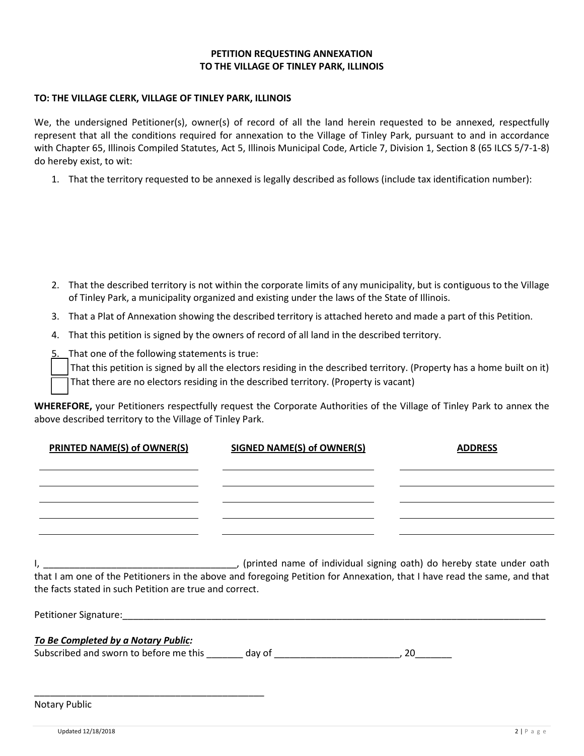**PETITION REQUESTING ANNEXATION**
**TO THE VILLAGE OF TINLEY PARK, ILLINOIS**

**TO: THE VILLAGE CLERK, VILLAGE OF TINLEY PARK, ILLINOIS**

We, the undersigned Petitioner(s), owner(s) of record of all the land herein requested to be annexed, respectfully represent that all the conditions required for annexation to the Village of Tinley Park, pursuant to and in accordance with Chapter 65, Illinois Compiled Statutes, Act 5, Illinois Municipal Code, Article 7, Division 1, Section 8 (65 ILCS 5/7-1-8) do hereby exist, to wit:

1. That the territory requested to be annexed is legally described as follows (include tax identification number):

2. That the described territory is not within the corporate limits of any municipality, but is contiguous to the Village of Tinley Park, a municipality organized and existing under the laws of the State of Illinois.
3. That a Plat of Annexation showing the described territory is attached hereto and made a part of this Petition.
4. That this petition is signed by the owners of record of all land in the described territory.
5. That one of the following statements is true:
   - ☐ That this petition is signed by all the electors residing in the described territory. (Property has a home built on it)
   - ☐ That there are no electors residing in the described territory. (Property is vacant)

**WHEREFORE,** your Petitioners respectfully request the Corporate Authorities of the Village of Tinley Park to annex the above described territory to the Village of Tinley Park.

| PRINTED NAME(S) of OWNER(S) | SIGNED NAME(S) of OWNER(S) | ADDRESS |
|---|---|---|
| | | |
| | | |
| | | |
| | | |
| | | |

I, _____________________________________, (printed name of individual signing oath) do hereby state under oath that I am one of the Petitioners in the above and foregoing Petition for Annexation, that I have read the same, and that the facts stated in such Petition are true and correct.

Petitioner Signature:_____________________________________________________________________________

***To Be Completed by a Notary Public:***

Subscribed and sworn to before me this _______ day of ________________________, 20_______

______________________________________________

Notary Public

Updated 12/18/2018